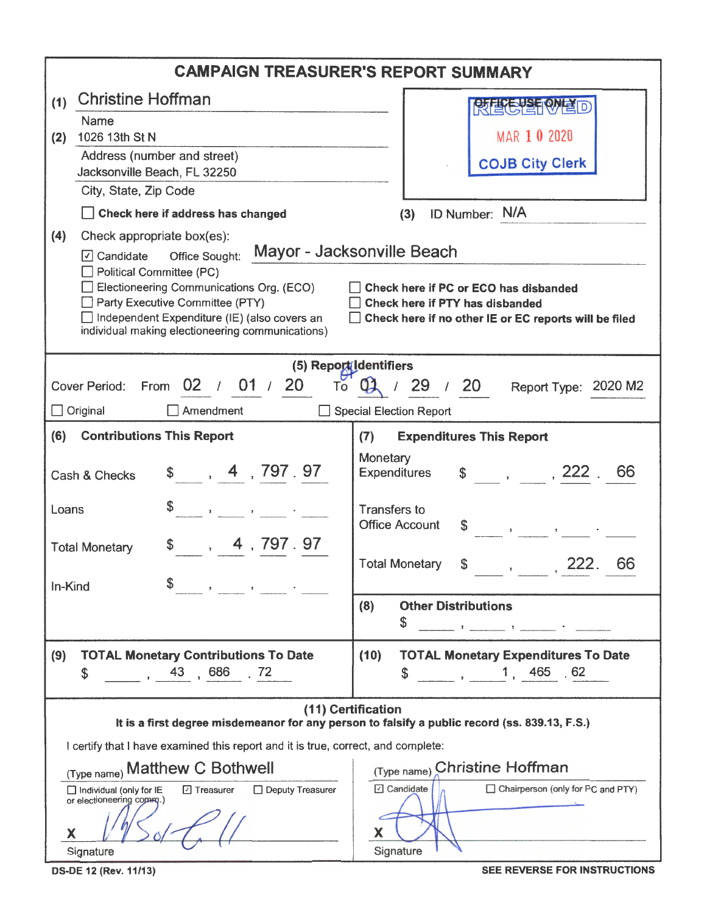# CAMPAIGN TREASURER'S REPORT SUMMARY

**(1)** Christine Hoffman
Name

**(2)** 1026 13th St N
Address (number and street)

Jacksonville Beach, FL 32250
City, State, Zip Code

☐ **Check here if address has changed**

OFFICE USE ONLY
RECEIVED
MAR 10 2020
COJB City Clerk

**(3)** ID Number: N/A

**(4)** Check appropriate box(es):

☑ Candidate Office Sought: Mayor - Jacksonville Beach
☐ Political Committee (PC)
☐ Electioneering Communications Org. (ECO)
☐ Party Executive Committee (PTY)
☐ Independent Expenditure (IE) (also covers an individual making electioneering communications)

☐ **Check here if PC or ECO has disbanded**
☐ **Check here if PTY has disbanded**
☐ **Check here if no other IE or EC reports will be filed**

## (5) Report Identifiers

Cover Period: From 02 / 01 / 20 To ~~01~~ 02 / 29 / 20 Report Type: 2020 M2

☐ Original ☐ Amendment ☐ Special Election Report

| (6) Contributions This Report | | (7) Expenditures This Report | |
|---|---|---|---|
| Cash & Checks | $ 4,797.97 | Monetary Expenditures | $ 222.66 |
| Loans | $ | Transfers to Office Account | $ |
| Total Monetary | $ 4,797.97 | Total Monetary | $ 222.66 |
| In-Kind | $ | **(8) Other Distributions** | $ |

| (9) TOTAL Monetary Contributions To Date | (10) TOTAL Monetary Expenditures To Date |
|---|---|
| $ 43,686.72 | $ 1,465.62 |

## (11) Certification

**It is a first degree misdemeanor for any person to falsify a public record (ss. 839.13, F.S.)**

I certify that I have examined this report and it is true, correct, and complete:

(Type name) Matthew C Bothwell
☐ Individual (only for IE or electioneering comm.) ☑ Treasurer ☐ Deputy Treasurer

X [signature]
Signature

(Type name) Christine Hoffman
☑ Candidate ☐ Chairperson (only for PC and PTY)

X [signature]
Signature

DS-DE 12 (Rev. 11/13) **SEE REVERSE FOR INSTRUCTIONS**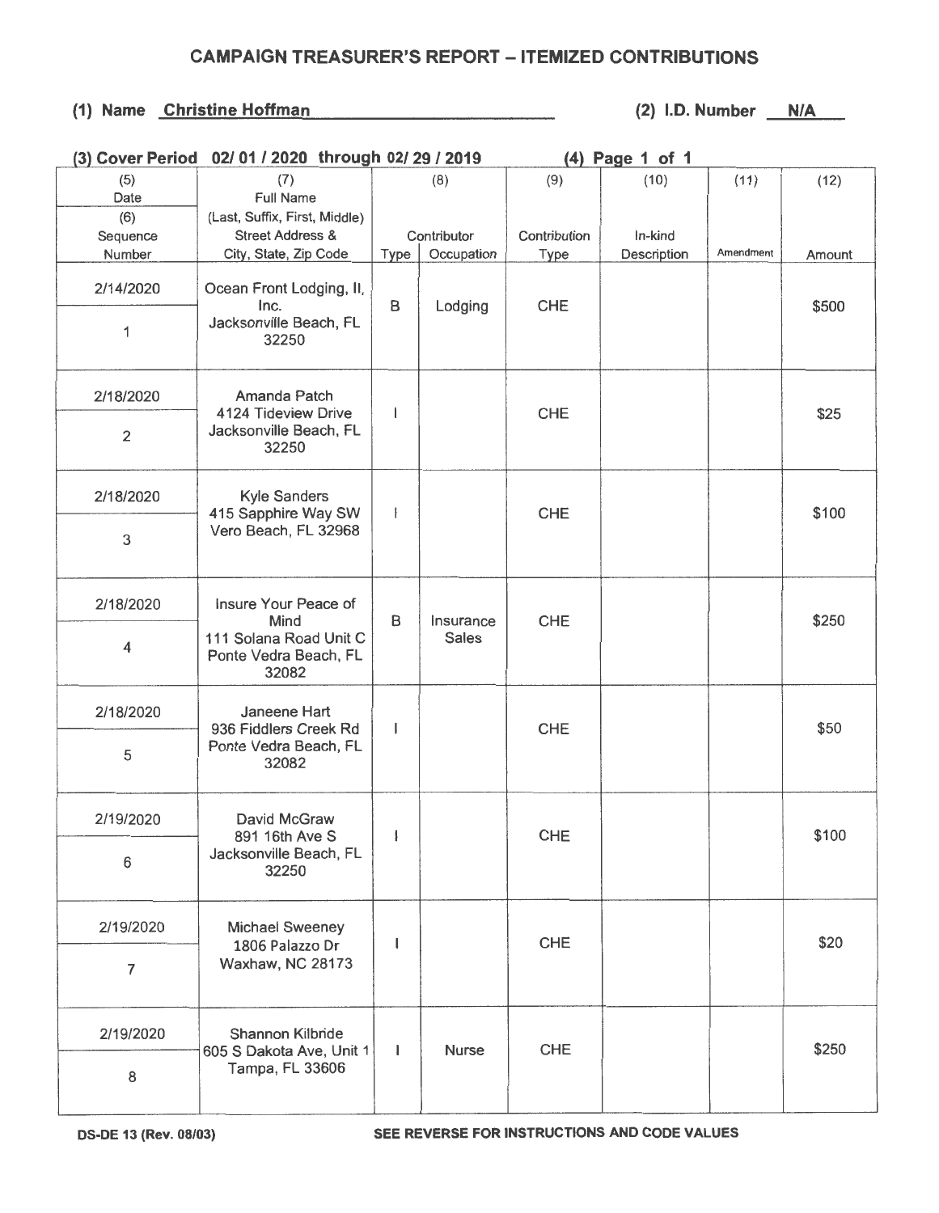# CAMPAIGN TREASURER'S REPORT – ITEMIZED CONTRIBUTIONS

**(1) Name** Christine Hoffman **(2) I.D. Number** N/A

**(3) Cover Period** 02/ 01 / 2020 through 02/ 29 / 2019 **(4) Page** 1 of 1

| (5) Date / (6) Sequence Number | (7) Full Name (Last, Suffix, First, Middle) Street Address & City, State, Zip Code | (8) Contributor Type | Contributor Occupation | (9) Contribution Type | (10) In-kind Description | (11) Amendment | (12) Amount |
|---|---|---|---|---|---|---|---|
| 2/14/2020 / 1 | Ocean Front Lodging, II, Inc. Jacksonville Beach, FL 32250 | B | Lodging | CHE | | | $500 |
| 2/18/2020 / 2 | Amanda Patch 4124 Tideview Drive Jacksonville Beach, FL 32250 | I | | CHE | | | $25 |
| 2/18/2020 / 3 | Kyle Sanders 415 Sapphire Way SW Vero Beach, FL 32968 | I | | CHE | | | $100 |
| 2/18/2020 / 4 | Insure Your Peace of Mind 111 Solana Road Unit C Ponte Vedra Beach, FL 32082 | B | Insurance Sales | CHE | | | $250 |
| 2/18/2020 / 5 | Janeene Hart 936 Fiddlers Creek Rd Ponte Vedra Beach, FL 32082 | I | | CHE | | | $50 |
| 2/19/2020 / 6 | David McGraw 891 16th Ave S Jacksonville Beach, FL 32250 | I | | CHE | | | $100 |
| 2/19/2020 / 7 | Michael Sweeney 1806 Palazzo Dr Waxhaw, NC 28173 | I | | CHE | | | $20 |
| 2/19/2020 / 8 | Shannon Kilbride 605 S Dakota Ave, Unit 1 Tampa, FL 33606 | I | Nurse | CHE | | | $250 |

DS-DE 13 (Rev. 08/03) SEE REVERSE FOR INSTRUCTIONS AND CODE VALUES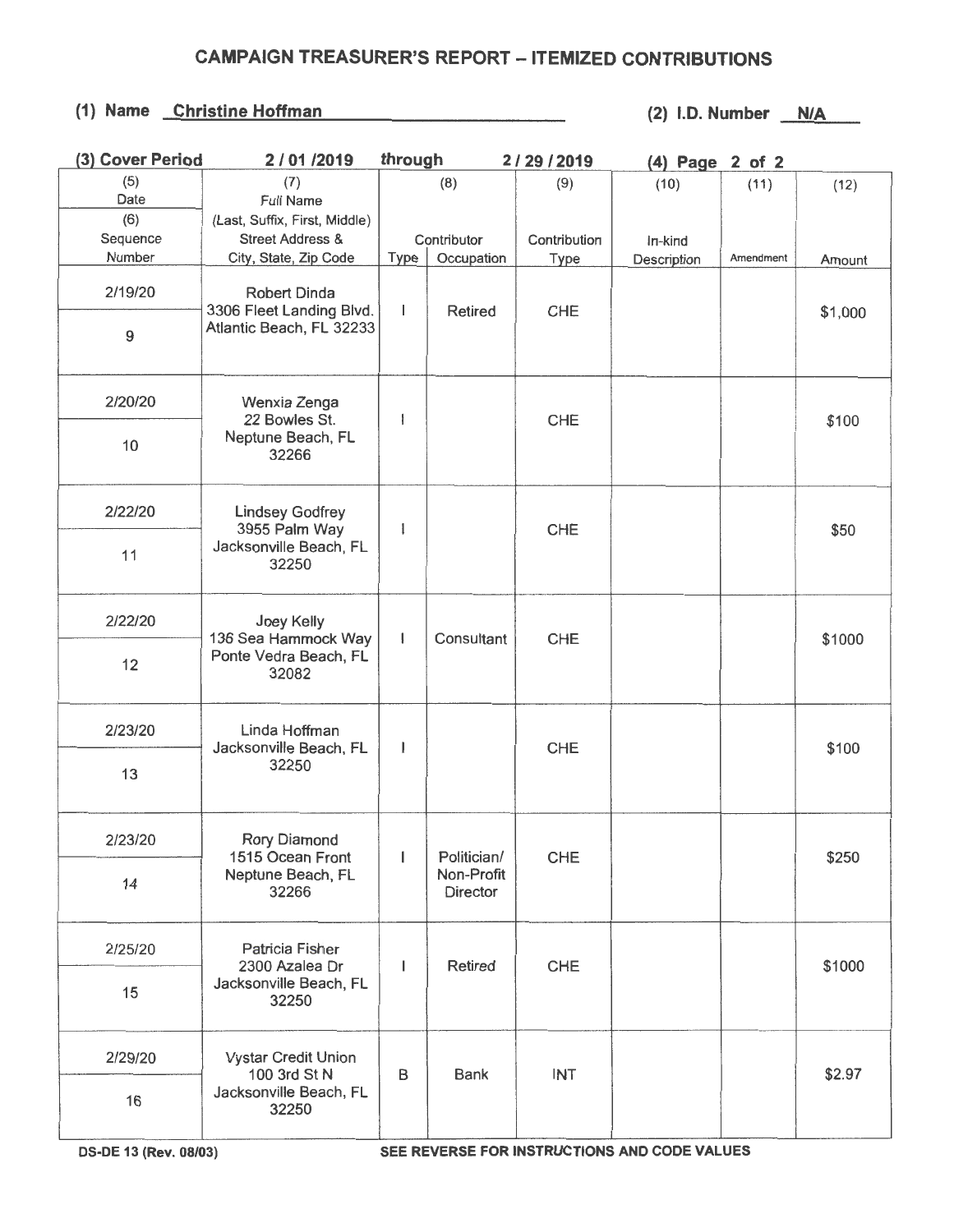## CAMPAIGN TREASURER'S REPORT – ITEMIZED CONTRIBUTIONS

**(1) Name** Christine Hoffman **(2) I.D. Number** N/A

**(3) Cover Period** 2 / 01 /2019 *through* 2 / 29 / 2019 **(4) Page** 2 of 2

| (5) Date / (6) Sequence Number | (7) Full Name (Last, Suffix, First, Middle) Street Address & City, State, Zip Code | (8) Contributor Type | (8) Contributor Occupation | (9) Contribution Type | (10) In-kind Description | (11) Amendment | (12) Amount |
|---|---|---|---|---|---|---|---|
| 2/19/20 / 9 | Robert Dinda 3306 Fleet Landing Blvd. Atlantic Beach, FL 32233 | I | Retired | CHE | | | $1,000 |
| 2/20/20 / 10 | Wenxia Zenga 22 Bowles St. Neptune Beach, FL 32266 | I | | CHE | | | $100 |
| 2/22/20 / 11 | Lindsey Godfrey 3955 Palm Way Jacksonville Beach, FL 32250 | I | | CHE | | | $50 |
| 2/22/20 / 12 | Joey Kelly 136 Sea Hammock Way Ponte Vedra Beach, FL 32082 | I | Consultant | CHE | | | $1000 |
| 2/23/20 / 13 | Linda Hoffman Jacksonville Beach, FL 32250 | I | | CHE | | | $100 |
| 2/23/20 / 14 | Rory Diamond 1515 Ocean Front Neptune Beach, FL 32266 | I | Politician/ Non-Profit Director | CHE | | | $250 |
| 2/25/20 / 15 | Patricia Fisher 2300 Azalea Dr Jacksonville Beach, FL 32250 | I | Retired | CHE | | | $1000 |
| 2/29/20 / 16 | Vystar Credit Union 100 3rd St N Jacksonville Beach, FL 32250 | B | Bank | INT | | | $2.97 |

DS-DE 13 (Rev. 08/03) SEE REVERSE FOR INSTRUCTIONS AND CODE VALUES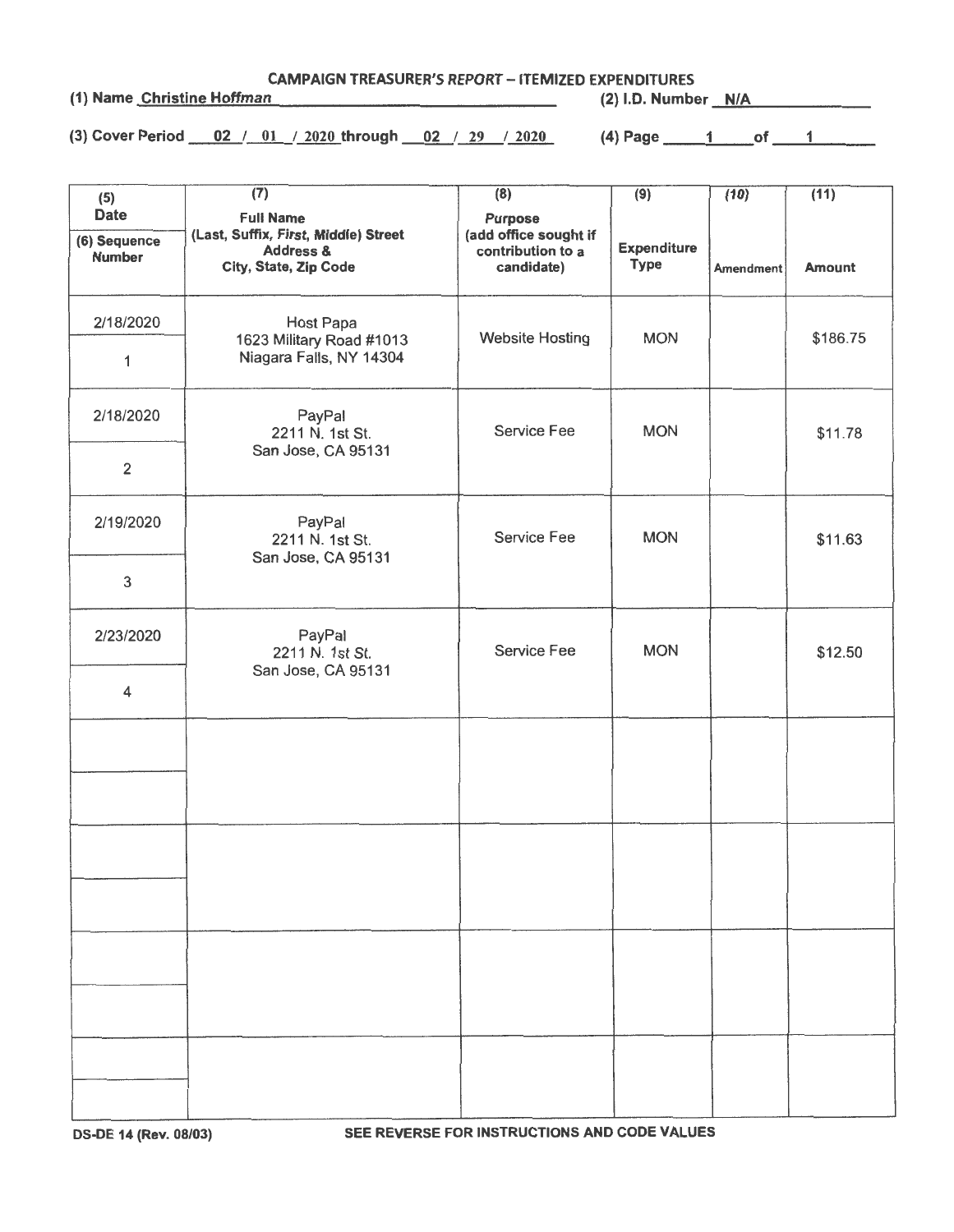# CAMPAIGN TREASURER'S REPORT – ITEMIZED EXPENDITURES

(1) Name Christine Hoffman (2) I.D. Number N/A

(3) Cover Period 02 / 01 / 2020 through 02 / 29 / 2020 (4) Page 1 of 1

| (5) Date / (6) Sequence Number | (7) Full Name (Last, Suffix, First, Middle) Street Address & City, State, Zip Code | (8) Purpose (add office sought if contribution to a candidate) | (9) Expenditure Type | (10) Amendment | (11) Amount |
|---|---|---|---|---|---|
| 2/18/2020 / 1 | Host Papa 1623 Military Road #1013 Niagara Falls, NY 14304 | Website Hosting | MON | | $186.75 |
| 2/18/2020 / 2 | PayPal 2211 N. 1st St. San Jose, CA 95131 | Service Fee | MON | | $11.78 |
| 2/19/2020 / 3 | PayPal 2211 N. 1st St. San Jose, CA 95131 | Service Fee | MON | | $11.63 |
| 2/23/2020 / 4 | PayPal 2211 N. 1st St. San Jose, CA 95131 | Service Fee | MON | | $12.50 |
| | | | | | |
| | | | | | |
| | | | | | |
| | | | | | |

DS-DE 14 (Rev. 08/03) SEE REVERSE FOR INSTRUCTIONS AND CODE VALUES